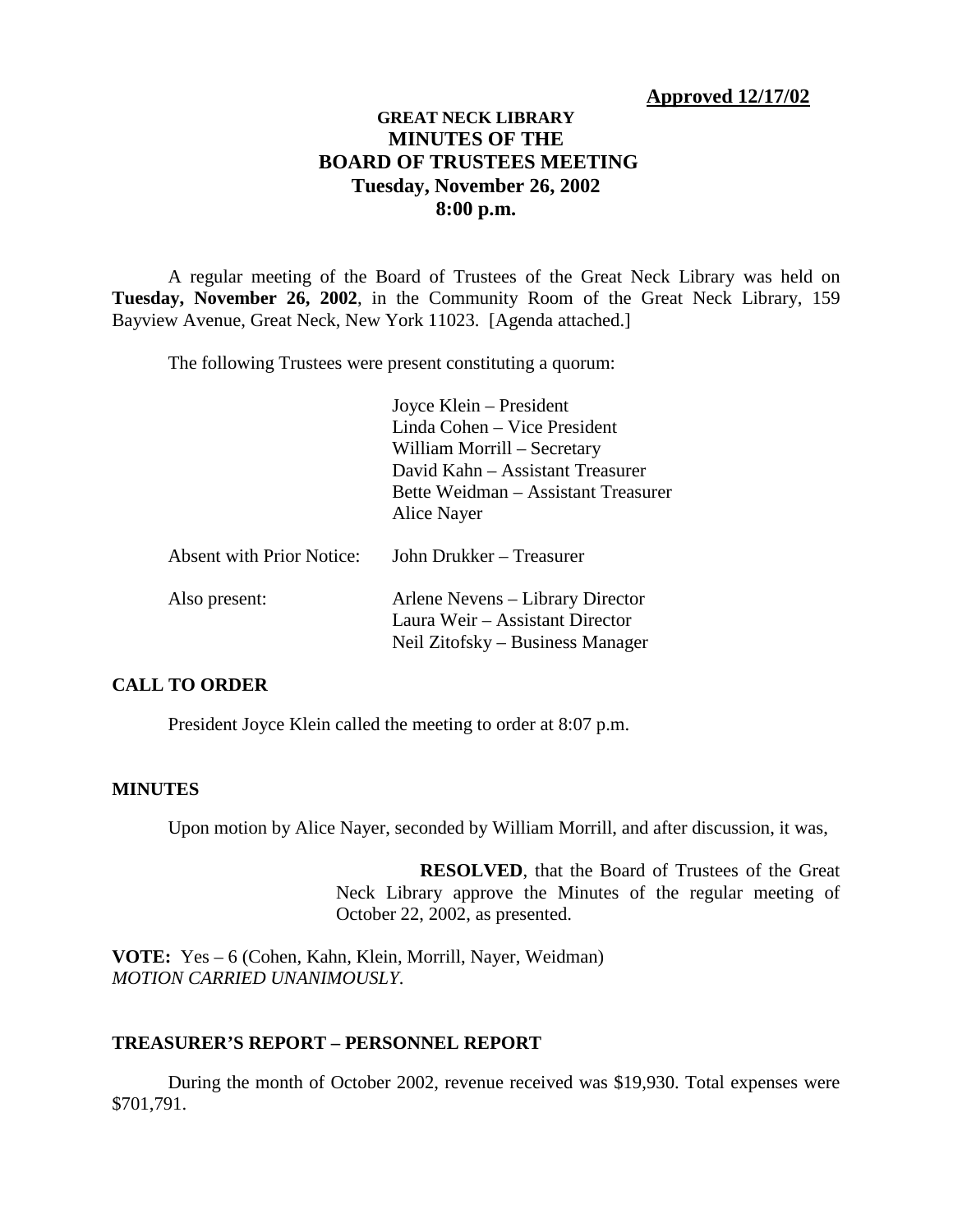**Approved 12/17/02**

# GREAT NECK LIBRARY
## MINUTES OF THE BOARD OF TRUSTEES MEETING
## Tuesday, November 26, 2002
## 8:00 p.m.

A regular meeting of the Board of Trustees of the Great Neck Library was held on **Tuesday, November 26, 2002**, in the Community Room of the Great Neck Library, 159 Bayview Avenue, Great Neck, New York 11023. [Agenda attached.]

The following Trustees were present constituting a quorum:

Joyce Klein – President
Linda Cohen – Vice President
William Morrill – Secretary
David Kahn – Assistant Treasurer
Bette Weidman – Assistant Treasurer
Alice Nayer

Absent with Prior Notice: John Drukker – Treasurer

Also present:
Arlene Nevens – Library Director
Laura Weir – Assistant Director
Neil Zitofsky – Business Manager

### CALL TO ORDER

President Joyce Klein called the meeting to order at 8:07 p.m.

### MINUTES

Upon motion by Alice Nayer, seconded by William Morrill, and after discussion, it was,

> **RESOLVED**, that the Board of Trustees of the Great Neck Library approve the Minutes of the regular meeting of October 22, 2002, as presented.

**VOTE:** Yes – 6 (Cohen, Kahn, Klein, Morrill, Nayer, Weidman)
*MOTION CARRIED UNANIMOUSLY*.

### TREASURER'S REPORT – PERSONNEL REPORT

During the month of October 2002, revenue received was $19,930. Total expenses were $701,791.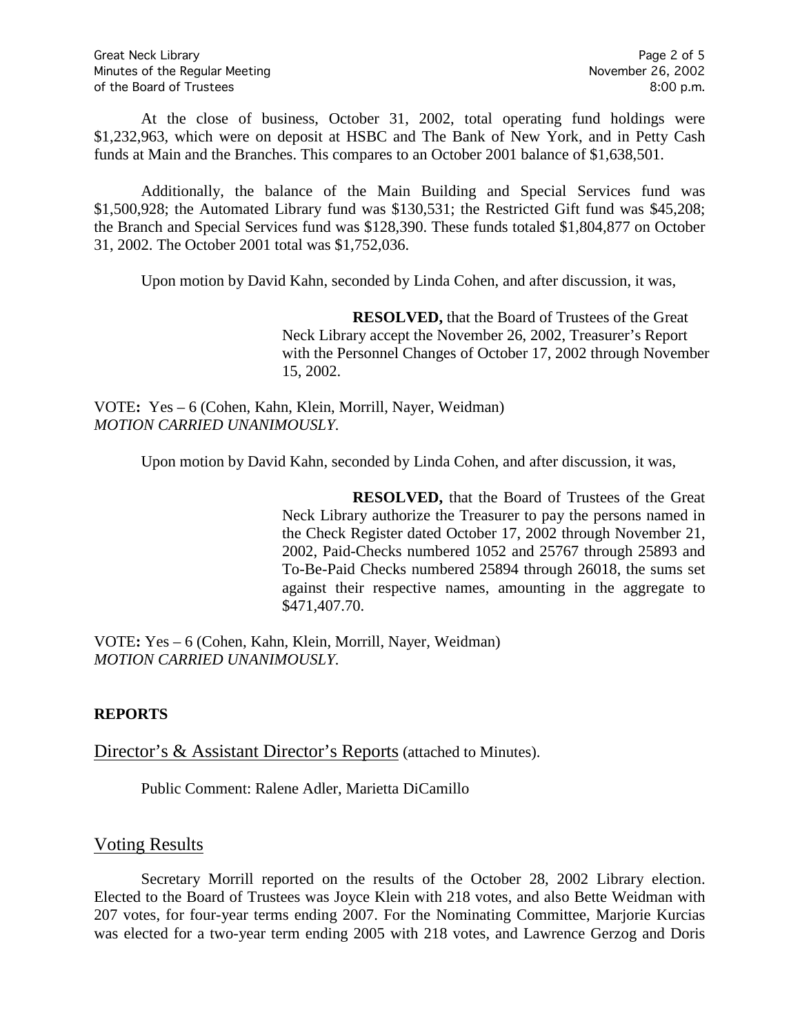At the close of business, October 31, 2002, total operating fund holdings were $1,232,963, which were on deposit at HSBC and The Bank of New York, and in Petty Cash funds at Main and the Branches. This compares to an October 2001 balance of $1,638,501.

Additionally, the balance of the Main Building and Special Services fund was $1,500,928; the Automated Library fund was $130,531; the Restricted Gift fund was $45,208; the Branch and Special Services fund was $128,390. These funds totaled $1,804,877 on October 31, 2002. The October 2001 total was $1,752,036.

Upon motion by David Kahn, seconded by Linda Cohen, and after discussion, it was,

> **RESOLVED,** that the Board of Trustees of the Great Neck Library accept the November 26, 2002, Treasurer's Report with the Personnel Changes of October 17, 2002 through November 15, 2002.

VOTE**:** Yes – 6 (Cohen, Kahn, Klein, Morrill, Nayer, Weidman)
*MOTION CARRIED UNANIMOUSLY.*

Upon motion by David Kahn, seconded by Linda Cohen, and after discussion, it was,

> **RESOLVED,** that the Board of Trustees of the Great Neck Library authorize the Treasurer to pay the persons named in the Check Register dated October 17, 2002 through November 21, 2002, Paid-Checks numbered 1052 and 25767 through 25893 and To-Be-Paid Checks numbered 25894 through 26018, the sums set against their respective names, amounting in the aggregate to $471,407.70.

VOTE**:** Yes – 6 (Cohen, Kahn, Klein, Morrill, Nayer, Weidman)
*MOTION CARRIED UNANIMOUSLY.*

## REPORTS

Director's & Assistant Director's Reports (attached to Minutes).

Public Comment: Ralene Adler, Marietta DiCamillo

### Voting Results

Secretary Morrill reported on the results of the October 28, 2002 Library election. Elected to the Board of Trustees was Joyce Klein with 218 votes, and also Bette Weidman with 207 votes, for four-year terms ending 2007. For the Nominating Committee, Marjorie Kurcias was elected for a two-year term ending 2005 with 218 votes, and Lawrence Gerzog and Doris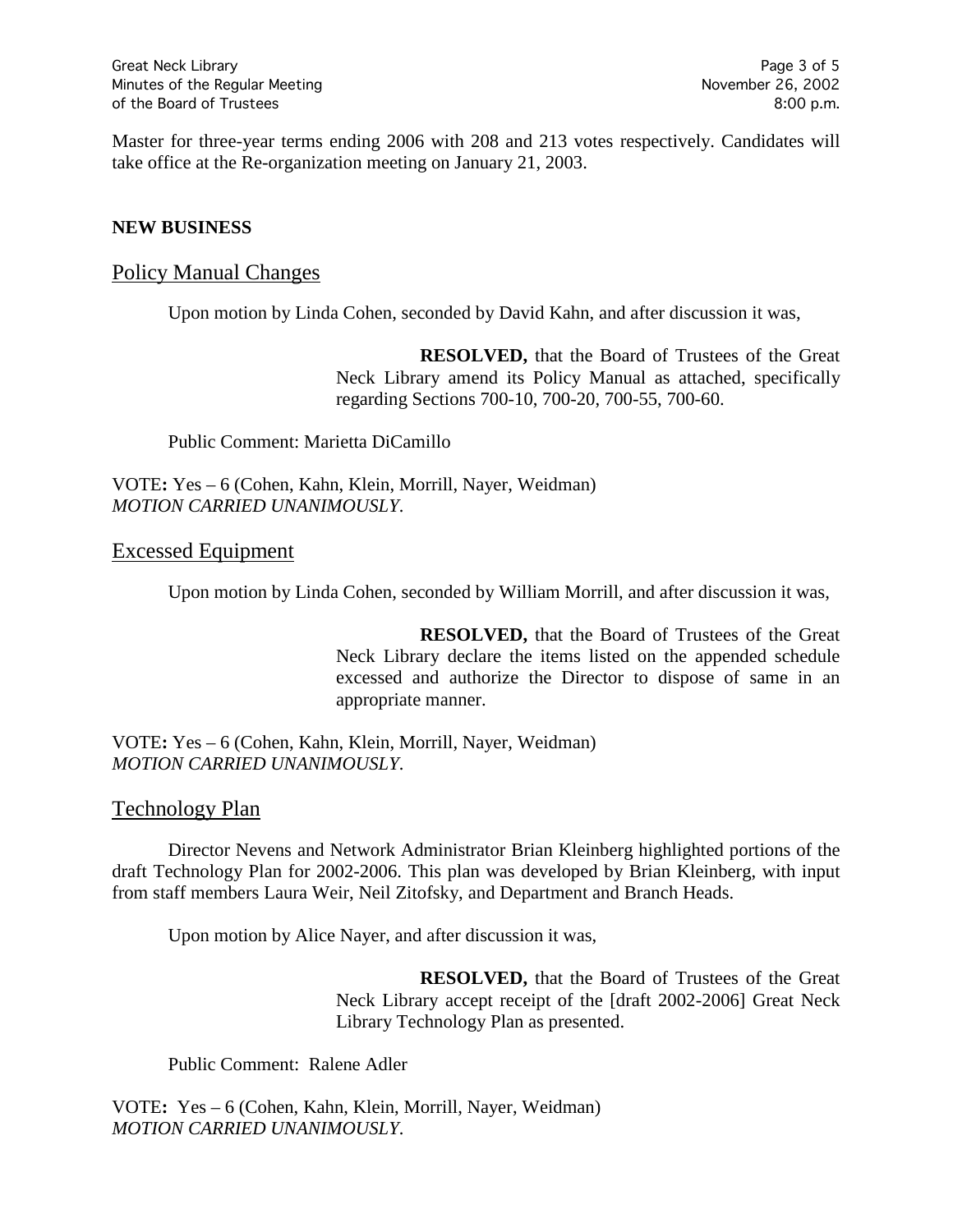Master for three-year terms ending 2006 with 208 and 213 votes respectively. Candidates will take office at the Re-organization meeting on January 21, 2003.

**NEW BUSINESS**

## Policy Manual Changes

Upon motion by Linda Cohen, seconded by David Kahn, and after discussion it was,

> **RESOLVED,** that the Board of Trustees of the Great Neck Library amend its Policy Manual as attached, specifically regarding Sections 700-10, 700-20, 700-55, 700-60.

Public Comment: Marietta DiCamillo

VOTE**:** Yes – 6 (Cohen, Kahn, Klein, Morrill, Nayer, Weidman)
*MOTION CARRIED UNANIMOUSLY.*

## Excessed Equipment

Upon motion by Linda Cohen, seconded by William Morrill, and after discussion it was,

> **RESOLVED,** that the Board of Trustees of the Great Neck Library declare the items listed on the appended schedule excessed and authorize the Director to dispose of same in an appropriate manner.

VOTE**:** Yes – 6 (Cohen, Kahn, Klein, Morrill, Nayer, Weidman)
*MOTION CARRIED UNANIMOUSLY.*

## Technology Plan

Director Nevens and Network Administrator Brian Kleinberg highlighted portions of the draft Technology Plan for 2002-2006. This plan was developed by Brian Kleinberg, with input from staff members Laura Weir, Neil Zitofsky, and Department and Branch Heads.

Upon motion by Alice Nayer, and after discussion it was,

> **RESOLVED,** that the Board of Trustees of the Great Neck Library accept receipt of the [draft 2002-2006] Great Neck Library Technology Plan as presented.

Public Comment: Ralene Adler

VOTE**:** Yes – 6 (Cohen, Kahn, Klein, Morrill, Nayer, Weidman)
*MOTION CARRIED UNANIMOUSLY.*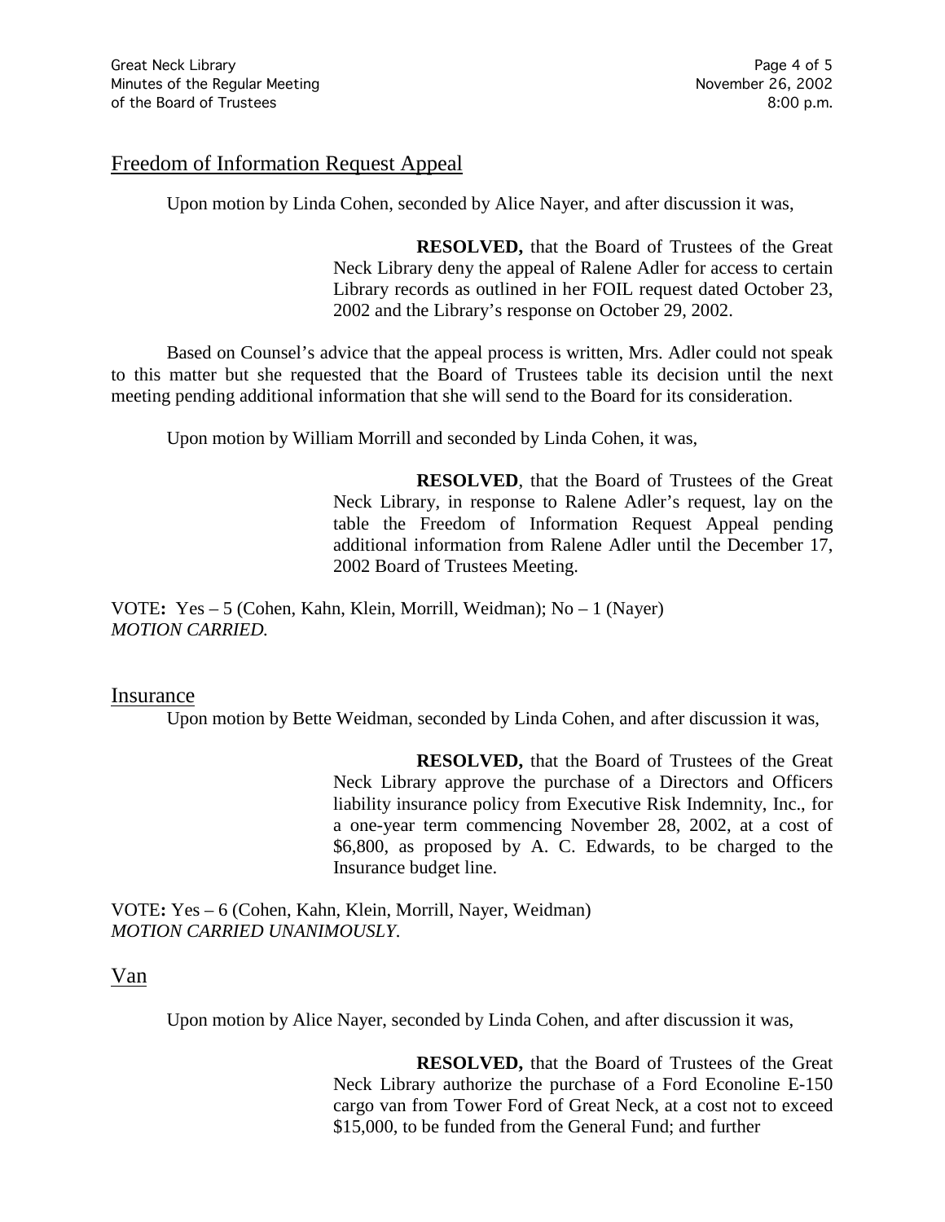## Freedom of Information Request Appeal

Upon motion by Linda Cohen, seconded by Alice Nayer, and after discussion it was,

> **RESOLVED,** that the Board of Trustees of the Great Neck Library deny the appeal of Ralene Adler for access to certain Library records as outlined in her FOIL request dated October 23, 2002 and the Library's response on October 29, 2002.

Based on Counsel's advice that the appeal process is written, Mrs. Adler could not speak to this matter but she requested that the Board of Trustees table its decision until the next meeting pending additional information that she will send to the Board for its consideration.

Upon motion by William Morrill and seconded by Linda Cohen, it was,

> **RESOLVED**, that the Board of Trustees of the Great Neck Library, in response to Ralene Adler's request, lay on the table the Freedom of Information Request Appeal pending additional information from Ralene Adler until the December 17, 2002 Board of Trustees Meeting.

VOTE**:** Yes – 5 (Cohen, Kahn, Klein, Morrill, Weidman); No – 1 (Nayer)
*MOTION CARRIED.*

## Insurance

Upon motion by Bette Weidman, seconded by Linda Cohen, and after discussion it was,

> **RESOLVED,** that the Board of Trustees of the Great Neck Library approve the purchase of a Directors and Officers liability insurance policy from Executive Risk Indemnity, Inc., for a one-year term commencing November 28, 2002, at a cost of $6,800, as proposed by A. C. Edwards, to be charged to the Insurance budget line.

VOTE**:** Yes – 6 (Cohen, Kahn, Klein, Morrill, Nayer, Weidman)
*MOTION CARRIED UNANIMOUSLY*.

## Van

Upon motion by Alice Nayer, seconded by Linda Cohen, and after discussion it was,

> **RESOLVED,** that the Board of Trustees of the Great Neck Library authorize the purchase of a Ford Econoline E-150 cargo van from Tower Ford of Great Neck, at a cost not to exceed $15,000, to be funded from the General Fund; and further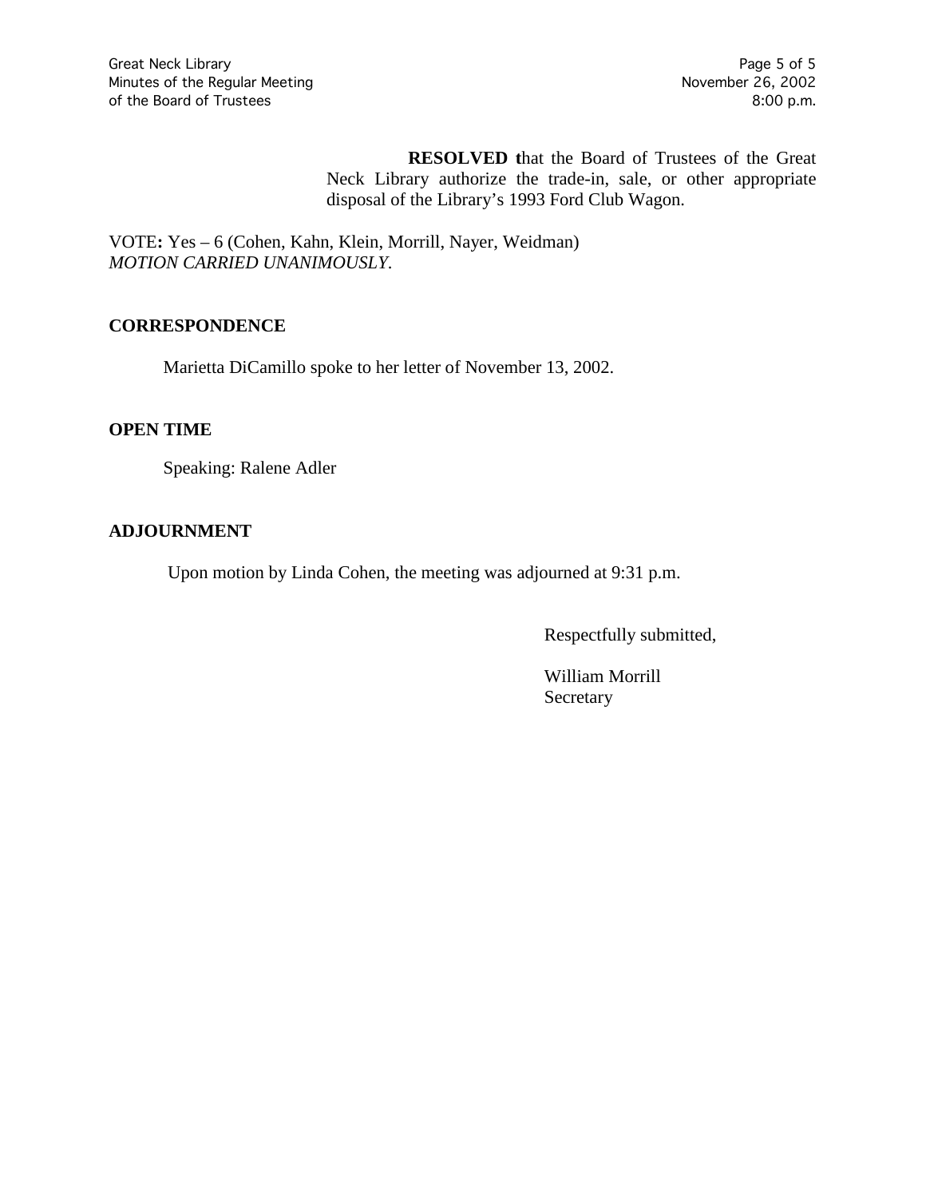**RESOLVED** that the Board of Trustees of the Great Neck Library authorize the trade-in, sale, or other appropriate disposal of the Library's 1993 Ford Club Wagon.

VOTE**:** Yes – 6 (Cohen, Kahn, Klein, Morrill, Nayer, Weidman)
*MOTION CARRIED UNANIMOUSLY*.

**CORRESPONDENCE**

Marietta DiCamillo spoke to her letter of November 13, 2002.

**OPEN TIME**

Speaking: Ralene Adler

**ADJOURNMENT**

Upon motion by Linda Cohen, the meeting was adjourned at 9:31 p.m.

Respectfully submitted,

William Morrill
Secretary